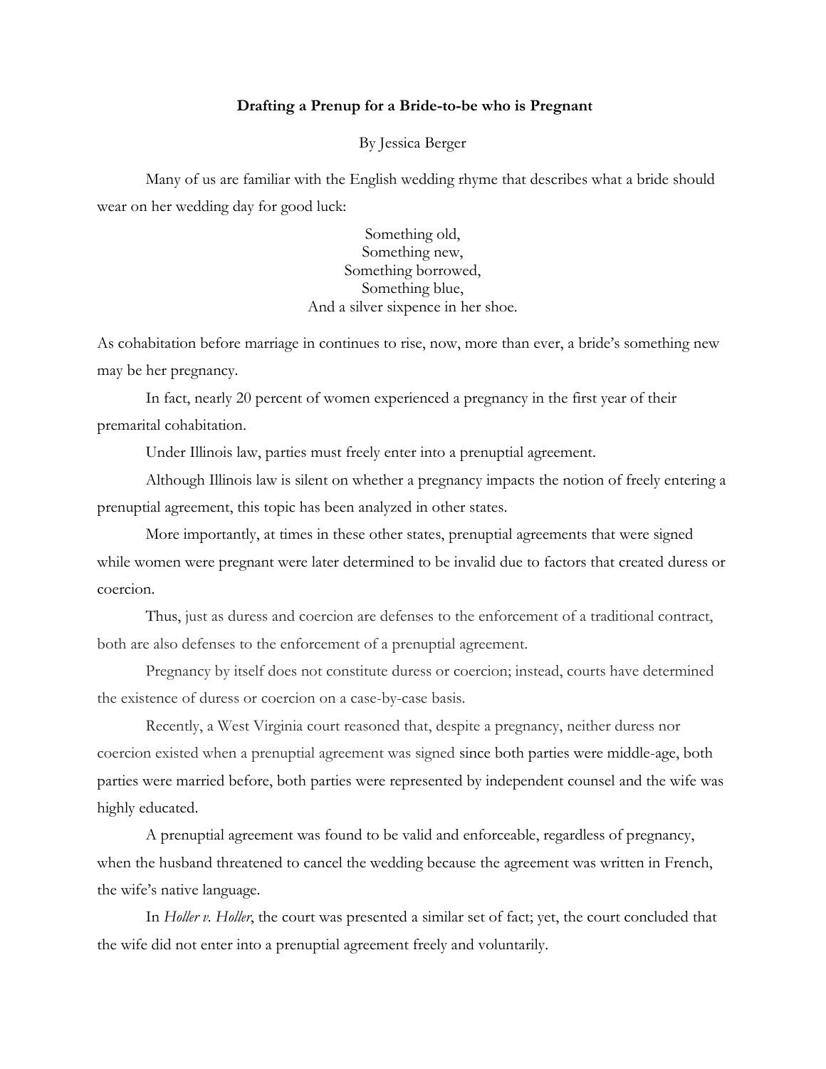**Drafting a Prenup for a Bride-to-be who is Pregnant**

By Jessica Berger

Many of us are familiar with the English wedding rhyme that describes what a bride should wear on her wedding day for good luck:

Something old,  
Something new,  
Something borrowed,  
Something blue,  
And a silver sixpence in her shoe.

As cohabitation before marriage in continues to rise, now, more than ever, a bride's something new may be her pregnancy.

In fact, nearly 20 percent of women experienced a pregnancy in the first year of their premarital cohabitation.

Under Illinois law, parties must freely enter into a prenuptial agreement.

Although Illinois law is silent on whether a pregnancy impacts the notion of freely entering a prenuptial agreement, this topic has been analyzed in other states.

More importantly, at times in these other states, prenuptial agreements that were signed while women were pregnant were later determined to be invalid due to factors that created duress or coercion.

Thus, just as duress and coercion are defenses to the enforcement of a traditional contract, both are also defenses to the enforcement of a prenuptial agreement.

Pregnancy by itself does not constitute duress or coercion; instead, courts have determined the existence of duress or coercion on a case-by-case basis.

Recently, a West Virginia court reasoned that, despite a pregnancy, neither duress nor coercion existed when a prenuptial agreement was signed since both parties were middle-age, both parties were married before, both parties were represented by independent counsel and the wife was highly educated.

A prenuptial agreement was found to be valid and enforceable, regardless of pregnancy, when the husband threatened to cancel the wedding because the agreement was written in French, the wife's native language.

In *Holler v. Holler*, the court was presented a similar set of fact; yet, the court concluded that the wife did not enter into a prenuptial agreement freely and voluntarily.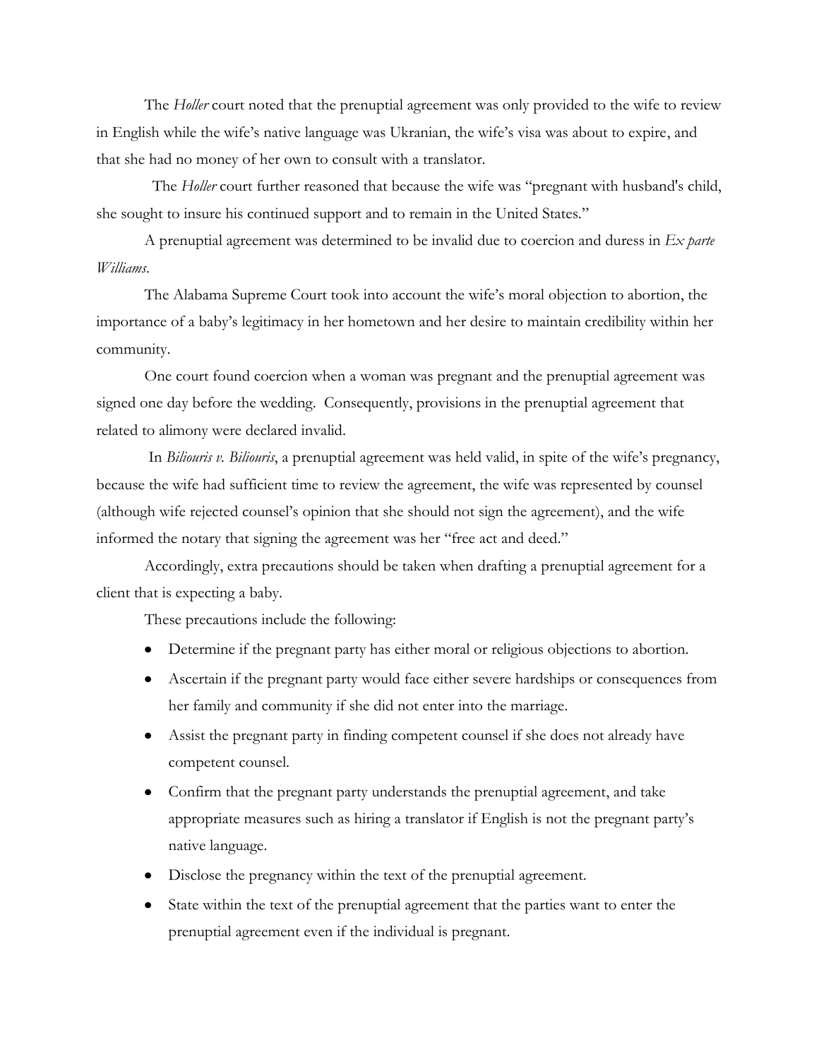The *Holler* court noted that the prenuptial agreement was only provided to the wife to review in English while the wife's native language was Ukranian, the wife's visa was about to expire, and that she had no money of her own to consult with a translator.

The *Holler* court further reasoned that because the wife was "pregnant with husband's child, she sought to insure his continued support and to remain in the United States."

A prenuptial agreement was determined to be invalid due to coercion and duress in *Ex parte Williams*.

The Alabama Supreme Court took into account the wife's moral objection to abortion, the importance of a baby's legitimacy in her hometown and her desire to maintain credibility within her community.

One court found coercion when a woman was pregnant and the prenuptial agreement was signed one day before the wedding. Consequently, provisions in the prenuptial agreement that related to alimony were declared invalid.

In *Biliouris v. Biliouris*, a prenuptial agreement was held valid, in spite of the wife's pregnancy, because the wife had sufficient time to review the agreement, the wife was represented by counsel (although wife rejected counsel's opinion that she should not sign the agreement), and the wife informed the notary that signing the agreement was her "free act and deed."

Accordingly, extra precautions should be taken when drafting a prenuptial agreement for a client that is expecting a baby.

These precautions include the following:

- Determine if the pregnant party has either moral or religious objections to abortion.
- Ascertain if the pregnant party would face either severe hardships or consequences from her family and community if she did not enter into the marriage.
- Assist the pregnant party in finding competent counsel if she does not already have competent counsel.
- Confirm that the pregnant party understands the prenuptial agreement, and take appropriate measures such as hiring a translator if English is not the pregnant party's native language.
- Disclose the pregnancy within the text of the prenuptial agreement.
- State within the text of the prenuptial agreement that the parties want to enter the prenuptial agreement even if the individual is pregnant.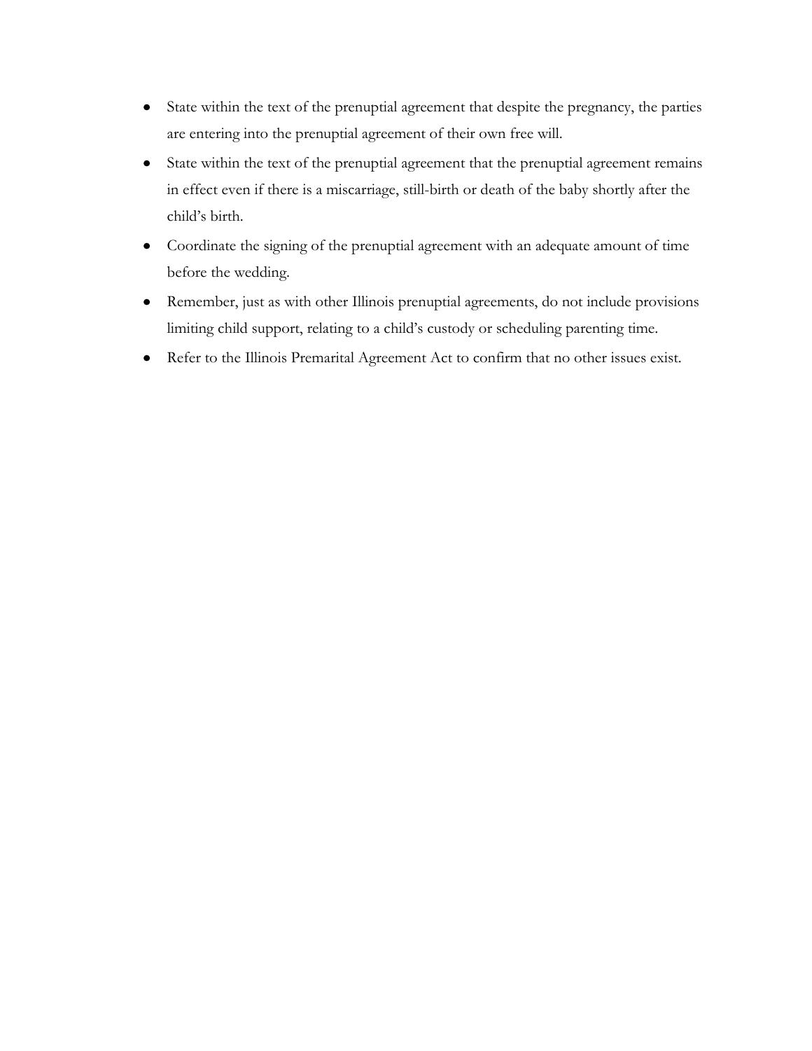- State within the text of the prenuptial agreement that despite the pregnancy, the parties are entering into the prenuptial agreement of their own free will.
- State within the text of the prenuptial agreement that the prenuptial agreement remains in effect even if there is a miscarriage, still-birth or death of the baby shortly after the child's birth.
- Coordinate the signing of the prenuptial agreement with an adequate amount of time before the wedding.
- Remember, just as with other Illinois prenuptial agreements, do not include provisions limiting child support, relating to a child's custody or scheduling parenting time.
- Refer to the Illinois Premarital Agreement Act to confirm that no other issues exist.